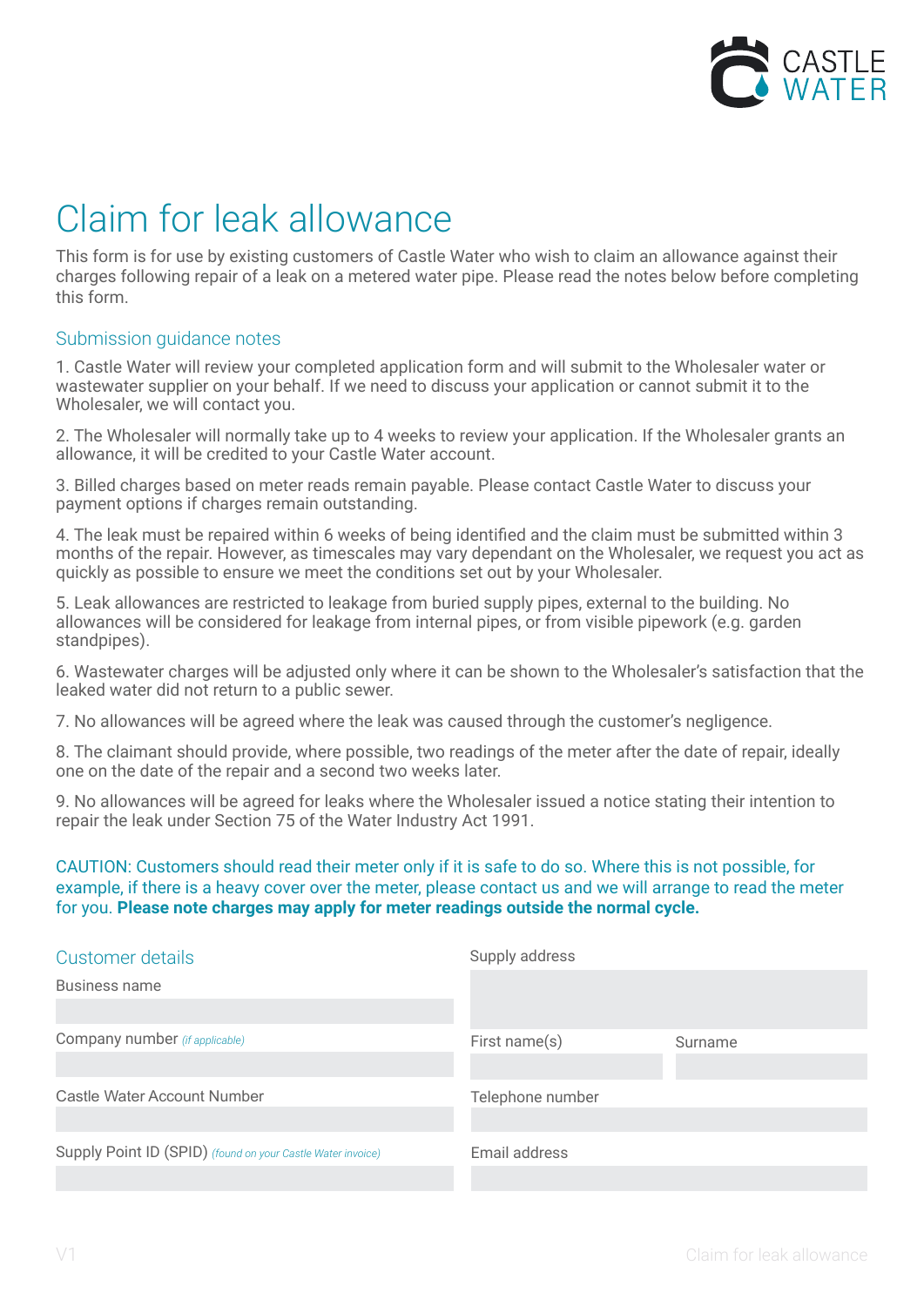# Claim for leak allowance

This form is for use by existing customers of Castle Water who wish to claim an allowance against their charges following repair of a leak on a metered water pipe. Please read the notes below before completing this form.

## Submission guidance notes

1. Castle Water will review your completed application form and will submit to the Wholesaler water or wastewater supplier on your behalf. If we need to discuss your application or cannot submit it to the Wholesaler, we will contact you.

2. The Wholesaler will normally take up to 4 weeks to review your application. If the Wholesaler grants an allowance, it will be credited to your Castle Water account.

3. Billed charges based on meter reads remain payable. Please contact Castle Water to discuss your payment options if charges remain outstanding.

4. The leak must be repaired within 6 weeks of being identified and the claim must be submitted within 3 months of the repair. However, as timescales may vary dependant on the Wholesaler, we request you act as quickly as possible to ensure we meet the conditions set out by your Wholesaler.

5. Leak allowances are restricted to leakage from buried supply pipes, external to the building. No allowances will be considered for leakage from internal pipes, or from visible pipework (e.g. garden standpipes).

6. Wastewater charges will be adjusted only where it can be shown to the Wholesaler's satisfaction that the leaked water did not return to a public sewer.

7. No allowances will be agreed where the leak was caused through the customer's negligence.

8. The claimant should provide, where possible, two readings of the meter after the date of repair, ideally one on the date of the repair and a second two weeks later.

9. No allowances will be agreed for leaks where the Wholesaler issued a notice stating their intention to repair the leak under Section 75 of the Water Industry Act 1991.

CAUTION: Customers should read their meter only if it is safe to do so. Where this is not possible, for example, if there is a heavy cover over the meter, please contact us and we will arrange to read the meter for you. **Please note charges may apply for meter readings outside the normal cycle.**

## Customer details

Business name

Company number *(if applicable)*

Castle Water Account Number

Supply Point ID (SPID) *(found on your Castle Water invoice)*

Supply address

First name(s)

Surname

Telephone number

Email address

V1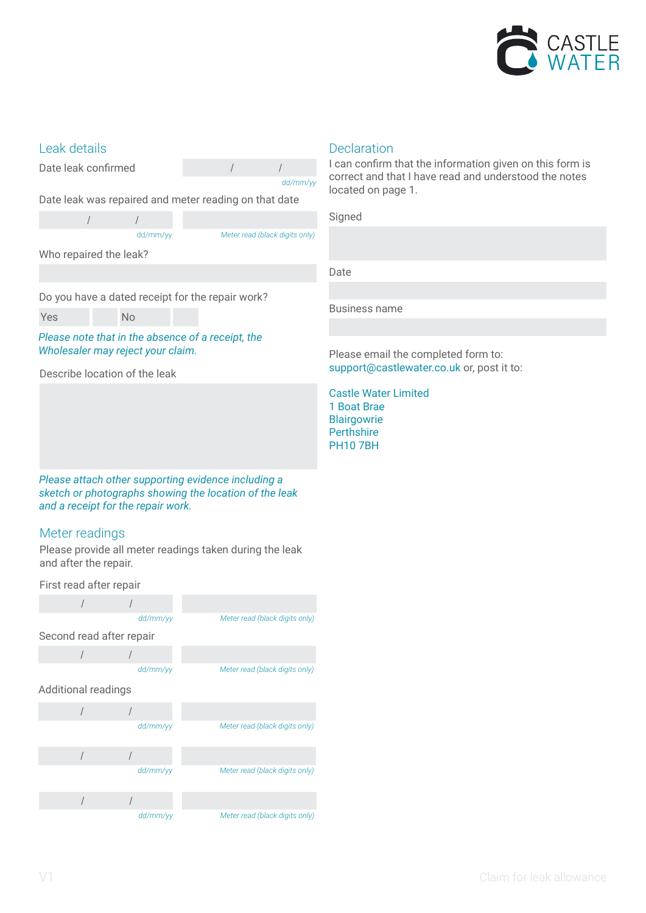## Leak details

Date leak confirmed

/ /
*dd/mm/yy*

Date leak was repaired and meter reading on that date

/ /
*dd/mm/yy*

*Meter read (black digits only)*

Who repaired the leak?

Do you have a dated receipt for the repair work?

Yes No

*Please note that in the absence of a receipt, the Wholesaler may reject your claim.*

Describe location of the leak

*Please attach other supporting evidence including a sketch or photographs showing the location of the leak and a receipt for the repair work.*

## Meter readings

Please provide all meter readings taken during the leak and after the repair.

First read after repair

/ /
*dd/mm/yy*

*Meter read (black digits only)*

Second read after repair

/ /
*dd/mm/yy*

*Meter read (black digits only)*

Additional readings

/ /
*dd/mm/yy*

*Meter read (black digits only)*

/ /
*dd/mm/yy*

*Meter read (black digits only)*

/ /
*dd/mm/yy*

*Meter read (black digits only)*

## Declaration

I can confirm that the information given on this form is correct and that I have read and understood the notes located on page 1.

Signed

Date

Business name

Please email the completed form to:
support@castlewater.co.uk or, post it to:

Castle Water Limited
1 Boat Brae
Blairgowrie
Perthshire
PH10 7BH